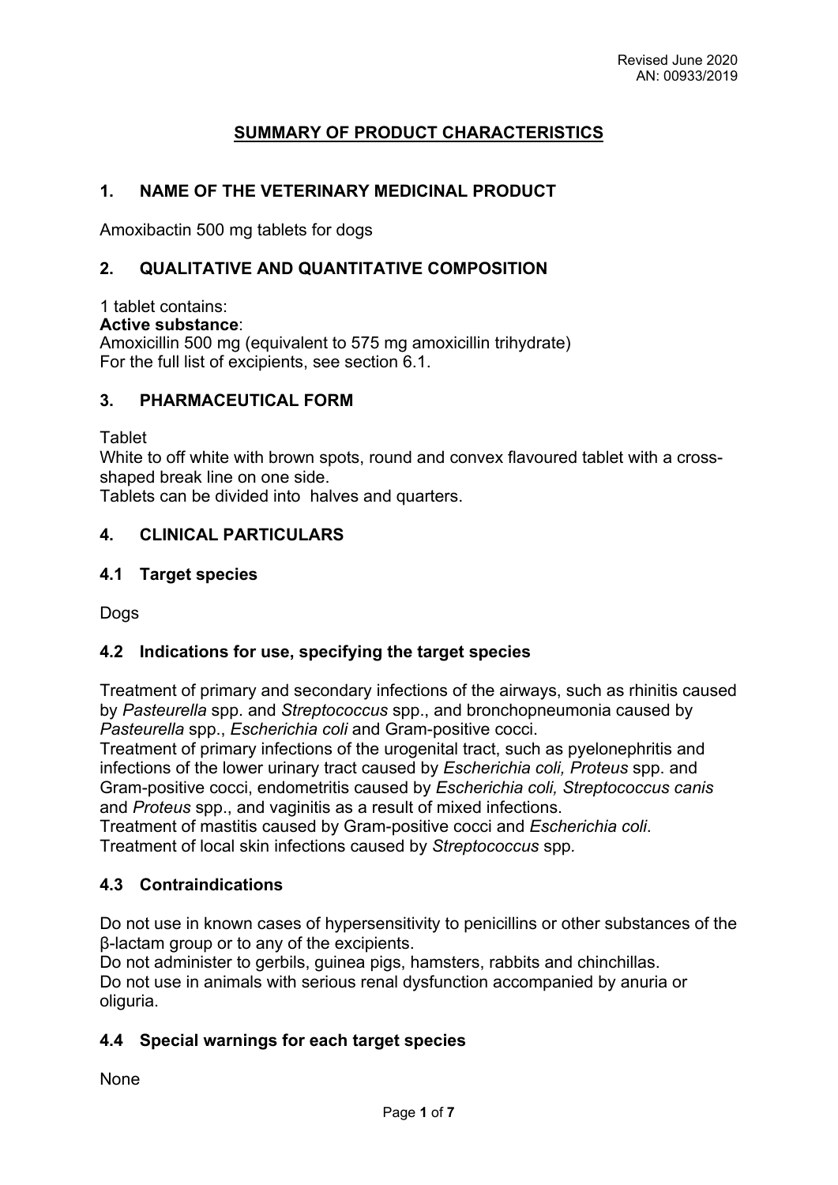Revised June 2020
AN: 00933/2019

# SUMMARY OF PRODUCT CHARACTERISTICS

## 1. NAME OF THE VETERINARY MEDICINAL PRODUCT

Amoxibactin 500 mg tablets for dogs

## 2. QUALITATIVE AND QUANTITATIVE COMPOSITION

1 tablet contains:
**Active substance**:
Amoxicillin 500 mg (equivalent to 575 mg amoxicillin trihydrate)
For the full list of excipients, see section 6.1.

## 3. PHARMACEUTICAL FORM

Tablet
White to off white with brown spots, round and convex flavoured tablet with a cross-shaped break line on one side.
Tablets can be divided into halves and quarters.

## 4. CLINICAL PARTICULARS

### 4.1 Target species

Dogs

### 4.2 Indications for use, specifying the target species

Treatment of primary and secondary infections of the airways, such as rhinitis caused by *Pasteurella* spp. and *Streptococcus* spp., and bronchopneumonia caused by *Pasteurella* spp., *Escherichia coli* and Gram-positive cocci.
Treatment of primary infections of the urogenital tract, such as pyelonephritis and infections of the lower urinary tract caused by *Escherichia coli, Proteus* spp. and Gram-positive cocci, endometritis caused by *Escherichia coli, Streptococcus canis* and *Proteus* spp., and vaginitis as a result of mixed infections.
Treatment of mastitis caused by Gram-positive cocci and *Escherichia coli*.
Treatment of local skin infections caused by *Streptococcus* spp.

### 4.3 Contraindications

Do not use in known cases of hypersensitivity to penicillins or other substances of the β-lactam group or to any of the excipients.
Do not administer to gerbils, guinea pigs, hamsters, rabbits and chinchillas.
Do not use in animals with serious renal dysfunction accompanied by anuria or oliguria.

### 4.4 Special warnings for each target species

None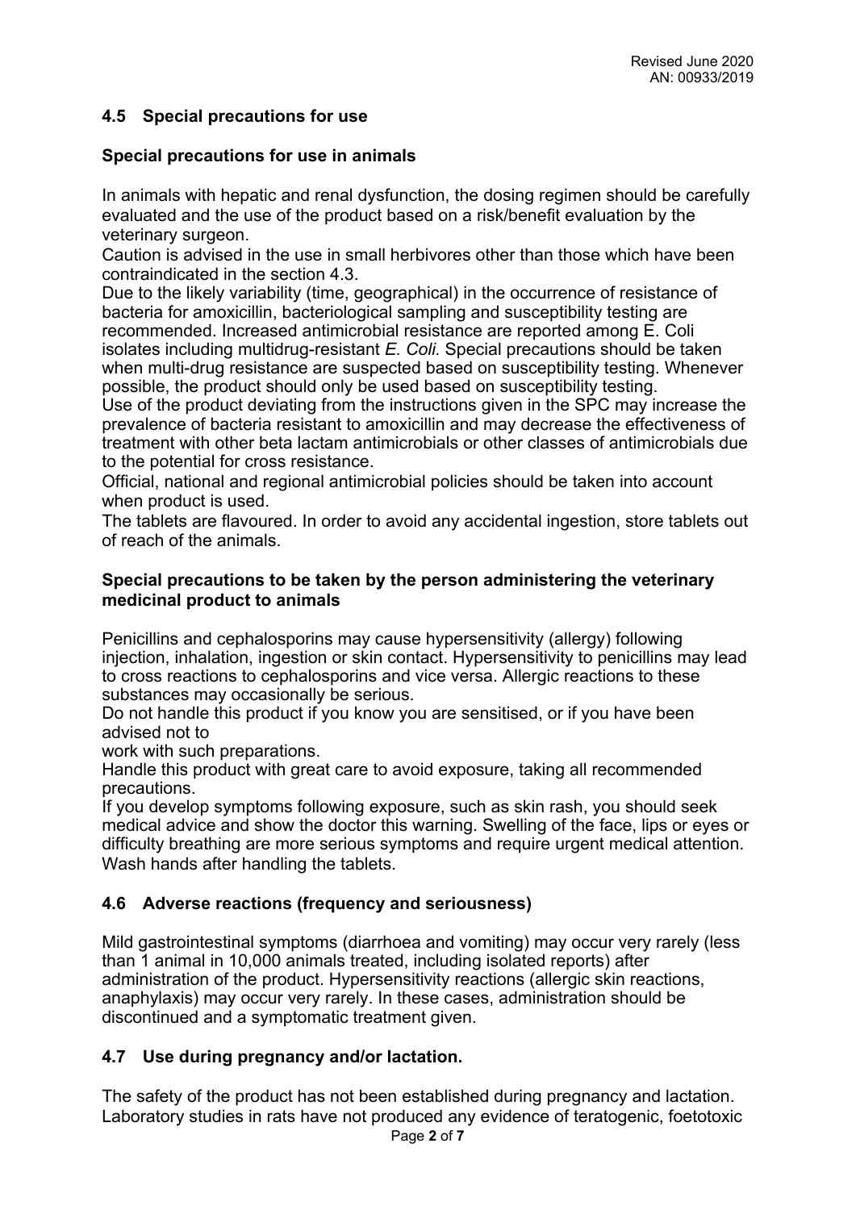## 4.5 Special precautions for use

### Special precautions for use in animals

In animals with hepatic and renal dysfunction, the dosing regimen should be carefully evaluated and the use of the product based on a risk/benefit evaluation by the veterinary surgeon.
Caution is advised in the use in small herbivores other than those which have been contraindicated in the section 4.3.
Due to the likely variability (time, geographical) in the occurrence of resistance of bacteria for amoxicillin, bacteriological sampling and susceptibility testing are recommended. Increased antimicrobial resistance are reported among E. Coli isolates including multidrug-resistant *E. Coli.* Special precautions should be taken when multi-drug resistance are suspected based on susceptibility testing. Whenever possible, the product should only be used based on susceptibility testing.
Use of the product deviating from the instructions given in the SPC may increase the prevalence of bacteria resistant to amoxicillin and may decrease the effectiveness of treatment with other beta lactam antimicrobials or other classes of antimicrobials due to the potential for cross resistance.
Official, national and regional antimicrobial policies should be taken into account when product is used.
The tablets are flavoured. In order to avoid any accidental ingestion, store tablets out of reach of the animals.

### Special precautions to be taken by the person administering the veterinary medicinal product to animals

Penicillins and cephalosporins may cause hypersensitivity (allergy) following injection, inhalation, ingestion or skin contact. Hypersensitivity to penicillins may lead to cross reactions to cephalosporins and vice versa. Allergic reactions to these substances may occasionally be serious.
Do not handle this product if you know you are sensitised, or if you have been advised not to
work with such preparations.
Handle this product with great care to avoid exposure, taking all recommended precautions.
If you develop symptoms following exposure, such as skin rash, you should seek medical advice and show the doctor this warning. Swelling of the face, lips or eyes or difficulty breathing are more serious symptoms and require urgent medical attention.
Wash hands after handling the tablets.

## 4.6 Adverse reactions (frequency and seriousness)

Mild gastrointestinal symptoms (diarrhoea and vomiting) may occur very rarely (less than 1 animal in 10,000 animals treated, including isolated reports) after administration of the product. Hypersensitivity reactions (allergic skin reactions, anaphylaxis) may occur very rarely. In these cases, administration should be discontinued and a symptomatic treatment given.

## 4.7 Use during pregnancy and/or lactation.

The safety of the product has not been established during pregnancy and lactation. Laboratory studies in rats have not produced any evidence of teratogenic, foetotoxic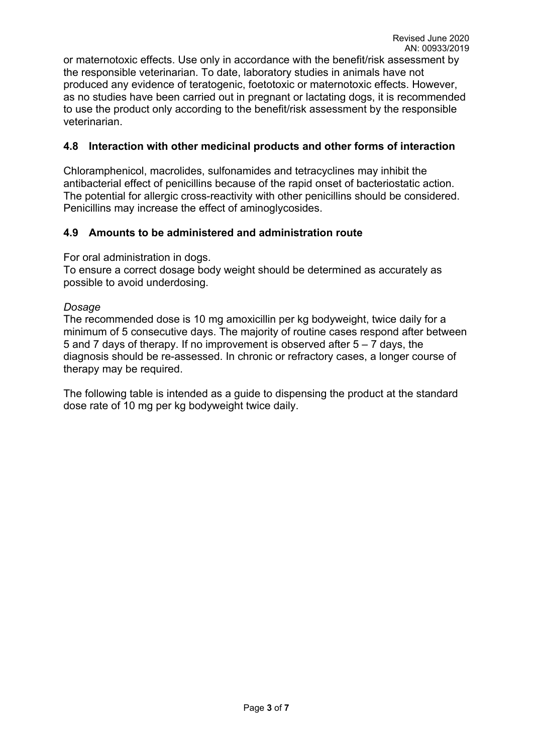or maternotoxic effects. Use only in accordance with the benefit/risk assessment by the responsible veterinarian. To date, laboratory studies in animals have not produced any evidence of teratogenic, foetotoxic or maternotoxic effects. However, as no studies have been carried out in pregnant or lactating dogs, it is recommended to use the product only according to the benefit/risk assessment by the responsible veterinarian.

## 4.8 Interaction with other medicinal products and other forms of interaction

Chloramphenicol, macrolides, sulfonamides and tetracyclines may inhibit the antibacterial effect of penicillins because of the rapid onset of bacteriostatic action. The potential for allergic cross-reactivity with other penicillins should be considered. Penicillins may increase the effect of aminoglycosides.

## 4.9 Amounts to be administered and administration route

For oral administration in dogs.
To ensure a correct dosage body weight should be determined as accurately as possible to avoid underdosing.

*Dosage*
The recommended dose is 10 mg amoxicillin per kg bodyweight, twice daily for a minimum of 5 consecutive days. The majority of routine cases respond after between 5 and 7 days of therapy. If no improvement is observed after 5 – 7 days, the diagnosis should be re-assessed. In chronic or refractory cases, a longer course of therapy may be required.

The following table is intended as a guide to dispensing the product at the standard dose rate of 10 mg per kg bodyweight twice daily.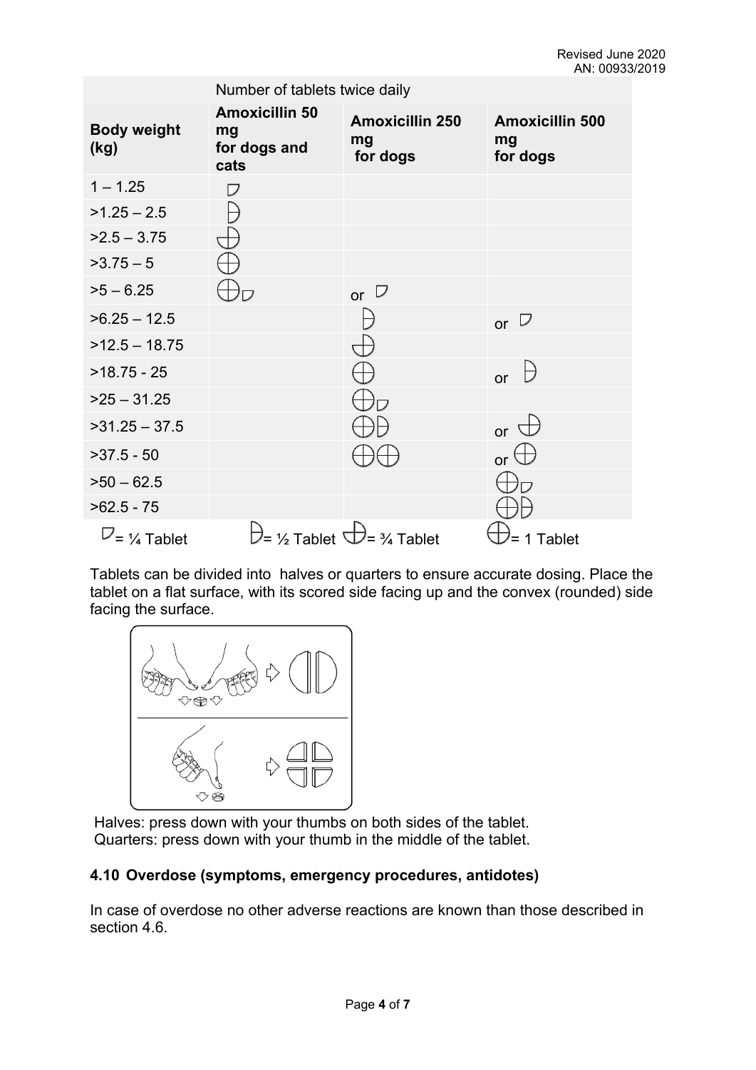| | Number of tablets twice daily | | |
|---|---|---|---|
| **Body weight (kg)** | **Amoxicillin 50 mg for dogs and cats** | **Amoxicillin 250 mg for dogs** | **Amoxicillin 500 mg for dogs** |
| 1 – 1.25 | ¼ | | |
| >1.25 – 2.5 | ½ | | |
| >2.5 – 3.75 | ¾ | | |
| >3.75 – 5 | 1 | | |
| >5 – 6.25 | 1 + ¼ | or ¼ | |
| >6.25 – 12.5 | | ½ | or ¼ |
| >12.5 – 18.75 | | ¾ | |
| >18.75 - 25 | | 1 | or ½ |
| >25 – 31.25 | | 1 + ¼ | |
| >31.25 – 37.5 | | 1 + ½ | or ¾ |
| >37.5 - 50 | | 1 + 1 | or 1 |
| >50 – 62.5 | | | 1 + ¼ |
| >62.5 - 75 | | | 1 + ½ |

¼ = ¼ Tablet  ½ = ½ Tablet  ¾ = ¾ Tablet  1 = 1 Tablet

Tablets can be divided into halves or quarters to ensure accurate dosing. Place the tablet on a flat surface, with its scored side facing up and the convex (rounded) side facing the surface.

Halves: press down with your thumbs on both sides of the tablet.
Quarters: press down with your thumb in the middle of the tablet.

### 4.10 Overdose (symptoms, emergency procedures, antidotes)

In case of overdose no other adverse reactions are known than those described in section 4.6.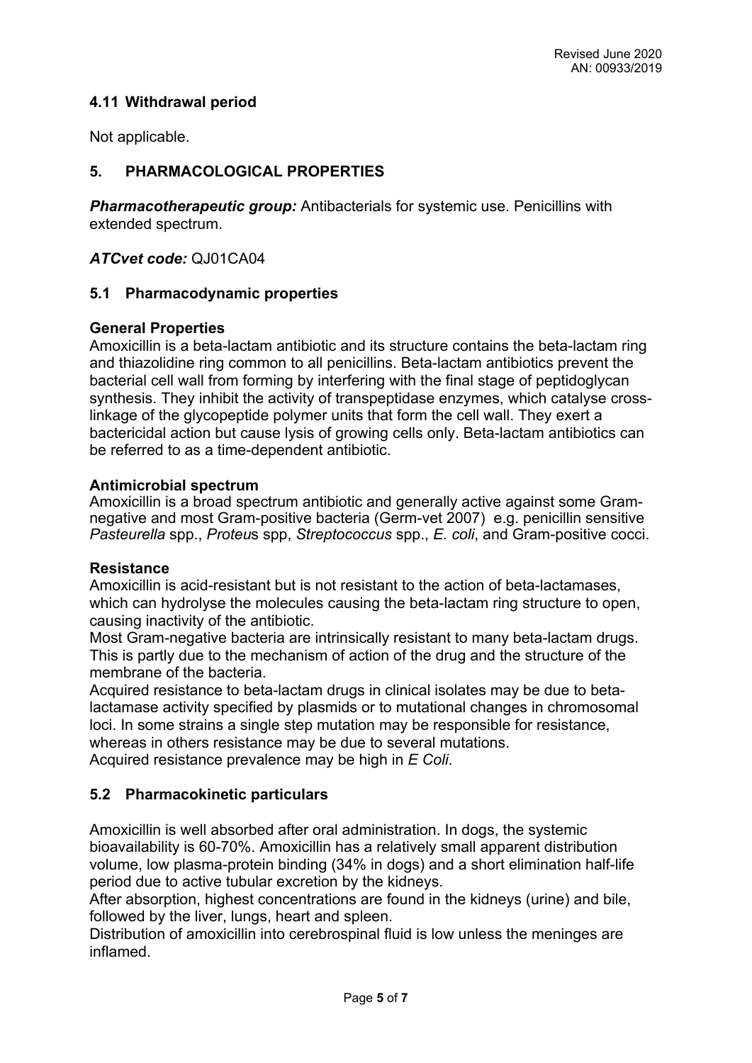### 4.11 Withdrawal period

Not applicable.

## 5. PHARMACOLOGICAL PROPERTIES

***Pharmacotherapeutic group:*** Antibacterials for systemic use. Penicillins with extended spectrum.

***ATCvet code:*** QJ01CA04

### 5.1 Pharmacodynamic properties

**General Properties**

Amoxicillin is a beta-lactam antibiotic and its structure contains the beta-lactam ring and thiazolidine ring common to all penicillins. Beta-lactam antibiotics prevent the bacterial cell wall from forming by interfering with the final stage of peptidoglycan synthesis. They inhibit the activity of transpeptidase enzymes, which catalyse cross-linkage of the glycopeptide polymer units that form the cell wall. They exert a bactericidal action but cause lysis of growing cells only. Beta-lactam antibiotics can be referred to as a time-dependent antibiotic.

**Antimicrobial spectrum**

Amoxicillin is a broad spectrum antibiotic and generally active against some Gram-negative and most Gram-positive bacteria (Germ-vet 2007) e.g. penicillin sensitive *Pasteurella* spp., *Proteu*s spp, *Streptococcus* spp., *E. coli*, and Gram-positive cocci.

**Resistance**

Amoxicillin is acid-resistant but is not resistant to the action of beta-lactamases, which can hydrolyse the molecules causing the beta-lactam ring structure to open, causing inactivity of the antibiotic.

Most Gram-negative bacteria are intrinsically resistant to many beta-lactam drugs. This is partly due to the mechanism of action of the drug and the structure of the membrane of the bacteria.

Acquired resistance to beta-lactam drugs in clinical isolates may be due to beta-lactamase activity specified by plasmids or to mutational changes in chromosomal loci. In some strains a single step mutation may be responsible for resistance, whereas in others resistance may be due to several mutations.

Acquired resistance prevalence may be high in *E Coli*.

### 5.2 Pharmacokinetic particulars

Amoxicillin is well absorbed after oral administration. In dogs, the systemic bioavailability is 60-70%. Amoxicillin has a relatively small apparent distribution volume, low plasma-protein binding (34% in dogs) and a short elimination half-life period due to active tubular excretion by the kidneys.

After absorption, highest concentrations are found in the kidneys (urine) and bile, followed by the liver, lungs, heart and spleen.

Distribution of amoxicillin into cerebrospinal fluid is low unless the meninges are inflamed.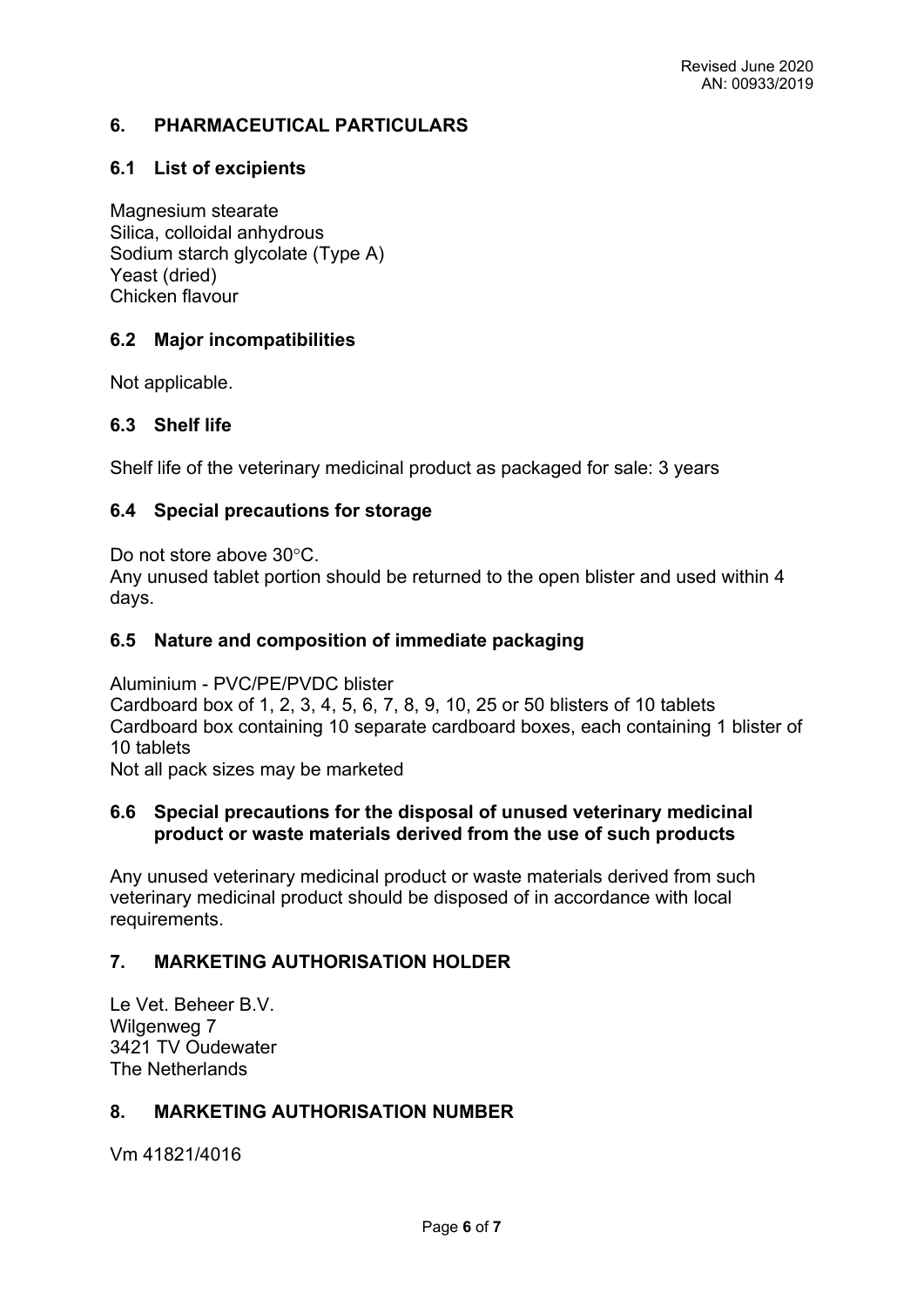## 6. PHARMACEUTICAL PARTICULARS

### 6.1 List of excipients

Magnesium stearate
Silica, colloidal anhydrous
Sodium starch glycolate (Type A)
Yeast (dried)
Chicken flavour

### 6.2 Major incompatibilities

Not applicable.

### 6.3 Shelf life

Shelf life of the veterinary medicinal product as packaged for sale: 3 years

### 6.4 Special precautions for storage

Do not store above 30°C.
Any unused tablet portion should be returned to the open blister and used within 4 days.

### 6.5 Nature and composition of immediate packaging

Aluminium - PVC/PE/PVDC blister
Cardboard box of 1, 2, 3, 4, 5, 6, 7, 8, 9, 10, 25 or 50 blisters of 10 tablets
Cardboard box containing 10 separate cardboard boxes, each containing 1 blister of 10 tablets
Not all pack sizes may be marketed

### 6.6 Special precautions for the disposal of unused veterinary medicinal product or waste materials derived from the use of such products

Any unused veterinary medicinal product or waste materials derived from such veterinary medicinal product should be disposed of in accordance with local requirements.

## 7. MARKETING AUTHORISATION HOLDER

Le Vet. Beheer B.V.
Wilgenweg 7
3421 TV Oudewater
The Netherlands

## 8. MARKETING AUTHORISATION NUMBER

Vm 41821/4016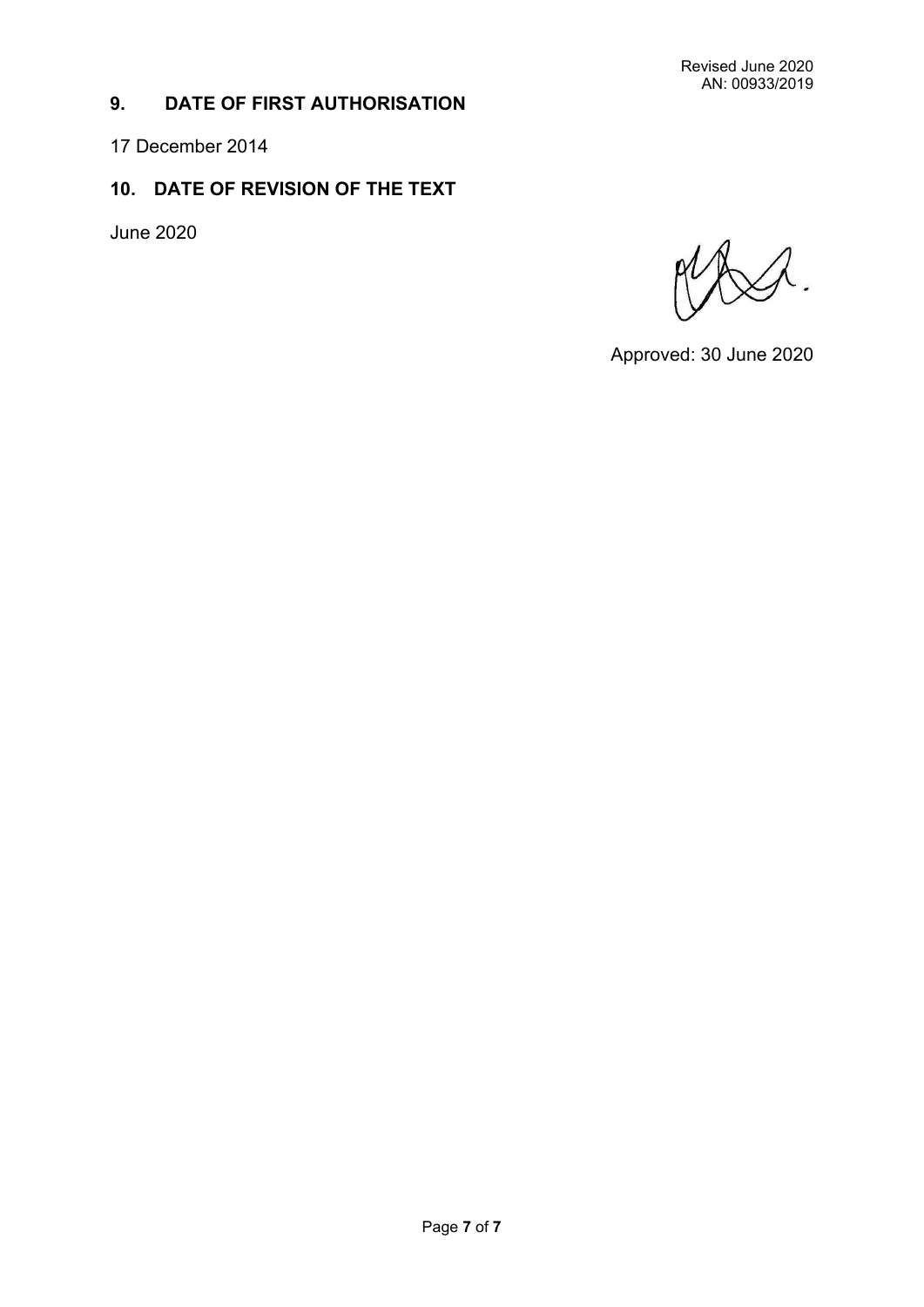## 9. DATE OF FIRST AUTHORISATION

17 December 2014

## 10. DATE OF REVISION OF THE TEXT

June 2020

Approved: 30 June 2020